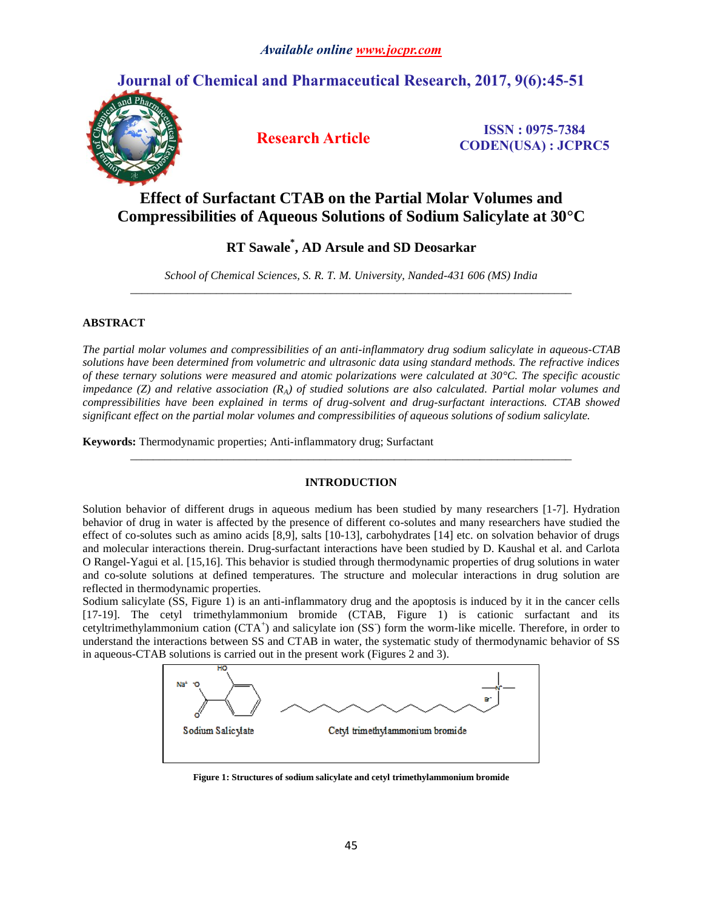# Effect of Surfactant CTAB on the Partial Molar Volumes and Compressibilities of Aqueous Solutions of Sodium Salicylate at 30°C

**RT Sawale*, AD Arsule and SD Deosarkar**

*School of Chemical Sciences, S. R. T. M. University, Nanded-431 606 (MS) India*

---

## ABSTRACT

*The partial molar volumes and compressibilities of an anti-inflammatory drug sodium salicylate in aqueous-CTAB solutions have been determined from volumetric and ultrasonic data using standard methods. The refractive indices of these ternary solutions were measured and atomic polarizations were calculated at 30°C. The specific acoustic impedance (Z) and relative association ($R_A$) of studied solutions are also calculated. Partial molar volumes and compressibilities have been explained in terms of drug-solvent and drug-surfactant interactions. CTAB showed significant effect on the partial molar volumes and compressibilities of aqueous solutions of sodium salicylate.*

**Keywords:** Thermodynamic properties; Anti-inflammatory drug; Surfactant

---

## INTRODUCTION

Solution behavior of different drugs in aqueous medium has been studied by many researchers [1-7]. Hydration behavior of drug in water is affected by the presence of different co-solutes and many researchers have studied the effect of co-solutes such as amino acids [8,9], salts [10-13], carbohydrates [14] etc. on solvation behavior of drugs and molecular interactions therein. Drug-surfactant interactions have been studied by D. Kaushal et al. and Carlota O Rangel-Yagui et al. [15,16]. This behavior is studied through thermodynamic properties of drug solutions in water and co-solute solutions at defined temperatures. The structure and molecular interactions in drug solution are reflected in thermodynamic properties.

Sodium salicylate (SS, Figure 1) is an anti-inflammatory drug and the apoptosis is induced by it in the cancer cells [17-19]. The cetyl trimethylammonium bromide (CTAB, Figure 1) is cationic surfactant and its cetyltrimethylammonium cation ($CTA^+$) and salicylate ion ($SS^-$) form the worm-like micelle. Therefore, in order to understand the interactions between SS and CTAB in water, the systematic study of thermodynamic behavior of SS in aqueous-CTAB solutions is carried out in the present work (Figures 2 and 3).

**Figure 1: Structures of sodium salicylate and cetyl trimethylammonium bromide**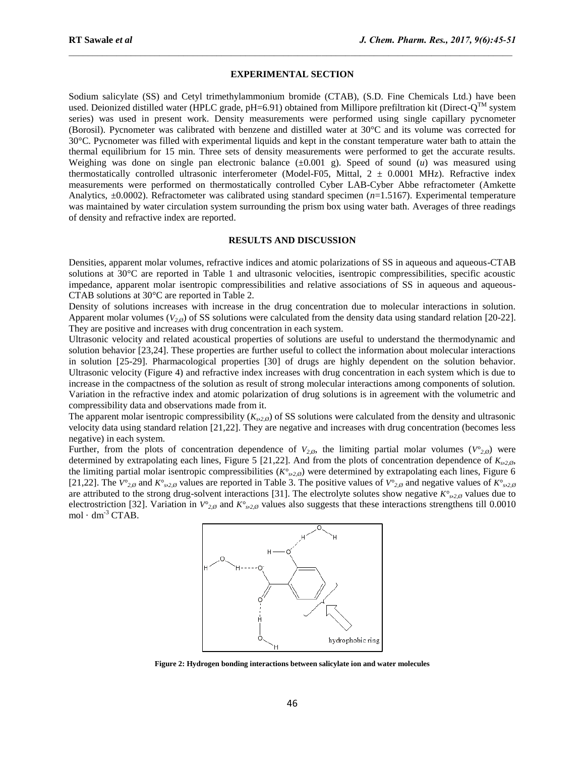## EXPERIMENTAL SECTION

Sodium salicylate (SS) and Cetyl trimethylammonium bromide (CTAB), (S.D. Fine Chemicals Ltd.) have been used. Deionized distilled water (HPLC grade, pH=6.91) obtained from Millipore prefiltration kit (Direct-Q™ system series) was used in present work. Density measurements were performed using single capillary pycnometer (Borosil). Pycnometer was calibrated with benzene and distilled water at 30°C and its volume was corrected for 30°C. Pycnometer was filled with experimental liquids and kept in the constant temperature water bath to attain the thermal equilibrium for 15 min. Three sets of density measurements were performed to get the accurate results. Weighing was done on single pan electronic balance (±0.001 g). Speed of sound (*u*) was measured using thermostatically controlled ultrasonic interferometer (Model-F05, Mittal, 2 ± 0.0001 MHz). Refractive index measurements were performed on thermostatically controlled Cyber LAB-Cyber Abbe refractometer (Amkette Analytics, ±0.0002). Refractometer was calibrated using standard specimen ($n$=1.5167). Experimental temperature was maintained by water circulation system surrounding the prism box using water bath. Averages of three readings of density and refractive index are reported.

## RESULTS AND DISCUSSION

Densities, apparent molar volumes, refractive indices and atomic polarizations of SS in aqueous and aqueous-CTAB solutions at 30°C are reported in Table 1 and ultrasonic velocities, isentropic compressibilities, specific acoustic impedance, apparent molar isentropic compressibilities and relative associations of SS in aqueous and aqueous-CTAB solutions at 30°C are reported in Table 2.

Density of solutions increases with increase in the drug concentration due to molecular interactions in solution. Apparent molar volumes ($V_{2,\emptyset}$) of SS solutions were calculated from the density data using standard relation [20-22]. They are positive and increases with drug concentration in each system.

Ultrasonic velocity and related acoustical properties of solutions are useful to understand the thermodynamic and solution behavior [23,24]. These properties are further useful to collect the information about molecular interactions in solution [25-29]. Pharmacological properties [30] of drugs are highly dependent on the solution behavior. Ultrasonic velocity (Figure 4) and refractive index increases with drug concentration in each system which is due to increase in the compactness of the solution as result of strong molecular interactions among components of solution. Variation in the refractive index and atomic polarization of drug solutions is in agreement with the volumetric and compressibility data and observations made from it.

The apparent molar isentropic compressibility ($K_{s,2,\emptyset}$) of SS solutions were calculated from the density and ultrasonic velocity data using standard relation [21,22]. They are negative and increases with drug concentration (becomes less negative) in each system.

Further, from the plots of concentration dependence of $V_{2,\emptyset}$, the limiting partial molar volumes ($V^{\circ}_{2,\emptyset}$) were determined by extrapolating each lines, Figure 5 [21,22]. And from the plots of concentration dependence of $K_{s,2,\emptyset}$, the limiting partial molar isentropic compressibilities ($K^{\circ}_{s,2,\emptyset}$) were determined by extrapolating each lines, Figure 6 [21,22]. The $V^{\circ}_{2,\emptyset}$ and $K^{\circ}_{s,2,\emptyset}$ values are reported in Table 3. The positive values of $V^{\circ}_{2,\emptyset}$ and negative values of $K^{\circ}_{s,2,\emptyset}$ are attributed to the strong drug-solvent interactions [31]. The electrolyte solutes show negative $K^{\circ}_{s,2,\emptyset}$ values due to electrostriction [32]. Variation in $V^{\circ}_{2,\emptyset}$ and $K^{\circ}_{s,2,\emptyset}$ values also suggests that these interactions strengthens till 0.0010 $mol \cdot dm^{-3}$ CTAB.

**Figure 2: Hydrogen bonding interactions between salicylate ion and water molecules**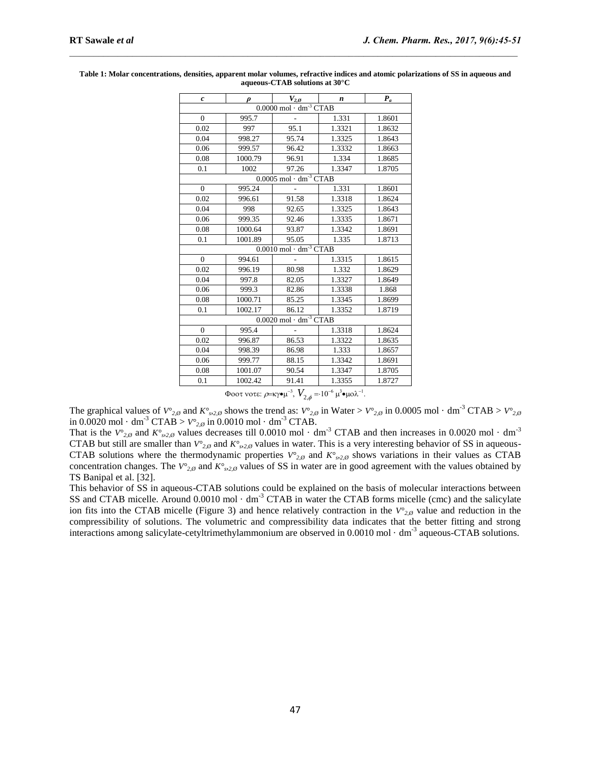**Table 1: Molar concentrations, densities, apparent molar volumes, refractive indices and atomic polarizations of SS in aqueous and aqueous-CTAB solutions at 30°C**

| $c$ | $\rho$ | $V_{2,\varnothing}$ | $n$ | $P_a$ |
|---|---|---|---|---|
| $0.0000\ mol \cdot dm^{-3}$ CTAB | | | | |
| 0 | 995.7 | - | 1.331 | 1.8601 |
| 0.02 | 997 | 95.1 | 1.3321 | 1.8632 |
| 0.04 | 998.27 | 95.74 | 1.3325 | 1.8643 |
| 0.06 | 999.57 | 96.42 | 1.3332 | 1.8663 |
| 0.08 | 1000.79 | 96.91 | 1.334 | 1.8685 |
| 0.1 | 1002 | 97.26 | 1.3347 | 1.8705 |
| $0.0005\ mol \cdot dm^{-3}$ CTAB | | | | |
| 0 | 995.24 | - | 1.331 | 1.8601 |
| 0.02 | 996.61 | 91.58 | 1.3318 | 1.8624 |
| 0.04 | 998 | 92.65 | 1.3325 | 1.8643 |
| 0.06 | 999.35 | 92.46 | 1.3335 | 1.8671 |
| 0.08 | 1000.64 | 93.87 | 1.3342 | 1.8691 |
| 0.1 | 1001.89 | 95.05 | 1.335 | 1.8713 |
| $0.0010\ mol \cdot dm^{-3}$ CTAB | | | | |
| 0 | 994.61 | - | 1.3315 | 1.8615 |
| 0.02 | 996.19 | 80.98 | 1.332 | 1.8629 |
| 0.04 | 997.8 | 82.05 | 1.3327 | 1.8649 |
| 0.06 | 999.3 | 82.86 | 1.3338 | 1.868 |
| 0.08 | 1000.71 | 85.25 | 1.3345 | 1.8699 |
| 0.1 | 1002.17 | 86.12 | 1.3352 | 1.8719 |
| $0.0020\ mol \cdot dm^{-3}$ CTAB | | | | |
| 0 | 995.4 | - | 1.3318 | 1.8624 |
| 0.02 | 996.87 | 86.53 | 1.3322 | 1.8635 |
| 0.04 | 998.39 | 86.98 | 1.333 | 1.8657 |
| 0.06 | 999.77 | 88.15 | 1.3342 | 1.8691 |
| 0.08 | 1001.07 | 90.54 | 1.3347 | 1.8705 |
| 0.1 | 1002.42 | 91.41 | 1.3355 | 1.8727 |

Foot note: $\rho = kg \cdot m^{-3}$, $V_{2,\phi} = 10^{-6}\ m^3 \cdot mol^{-1}$.

The graphical values of $V°_{2,\varnothing}$ and $K°_{s,2,\varnothing}$ shows the trend as: $V°_{2,\varnothing}$ in Water > $V°_{2,\varnothing}$ in 0.0005 mol · dm$^{-3}$ CTAB > $V°_{2,\varnothing}$ in 0.0020 mol · dm$^{-3}$ CTAB > $V°_{2,\varnothing}$ in 0.0010 mol · dm$^{-3}$ CTAB.

That is the $V°_{2,\varnothing}$ and $K°_{s,2,\varnothing}$ values decreases till 0.0010 mol · dm$^{-3}$ CTAB and then increases in 0.0020 mol · dm$^{-3}$ CTAB but still are smaller than $V°_{2,\varnothing}$ and $K°_{s,2,\varnothing}$ values in water. This is a very interesting behavior of SS in aqueous-CTAB solutions where the thermodynamic properties $V°_{2,\varnothing}$ and $K°_{s,2,\varnothing}$ shows variations in their values as CTAB concentration changes. The $V°_{2,\varnothing}$ and $K°_{s,2,\varnothing}$ values of SS in water are in good agreement with the values obtained by TS Banipal et al. [32].

This behavior of SS in aqueous-CTAB solutions could be explained on the basis of molecular interactions between SS and CTAB micelle. Around 0.0010 mol · dm$^{-3}$ CTAB in water the CTAB forms micelle (cmc) and the salicylate ion fits into the CTAB micelle (Figure 3) and hence relatively contraction in the $V°_{2,\varnothing}$ value and reduction in the compressibility of solutions. The volumetric and compressibility data indicates that the better fitting and strong interactions among salicylate-cetyltrimethylammonium are observed in 0.0010 mol · dm$^{-3}$ aqueous-CTAB solutions.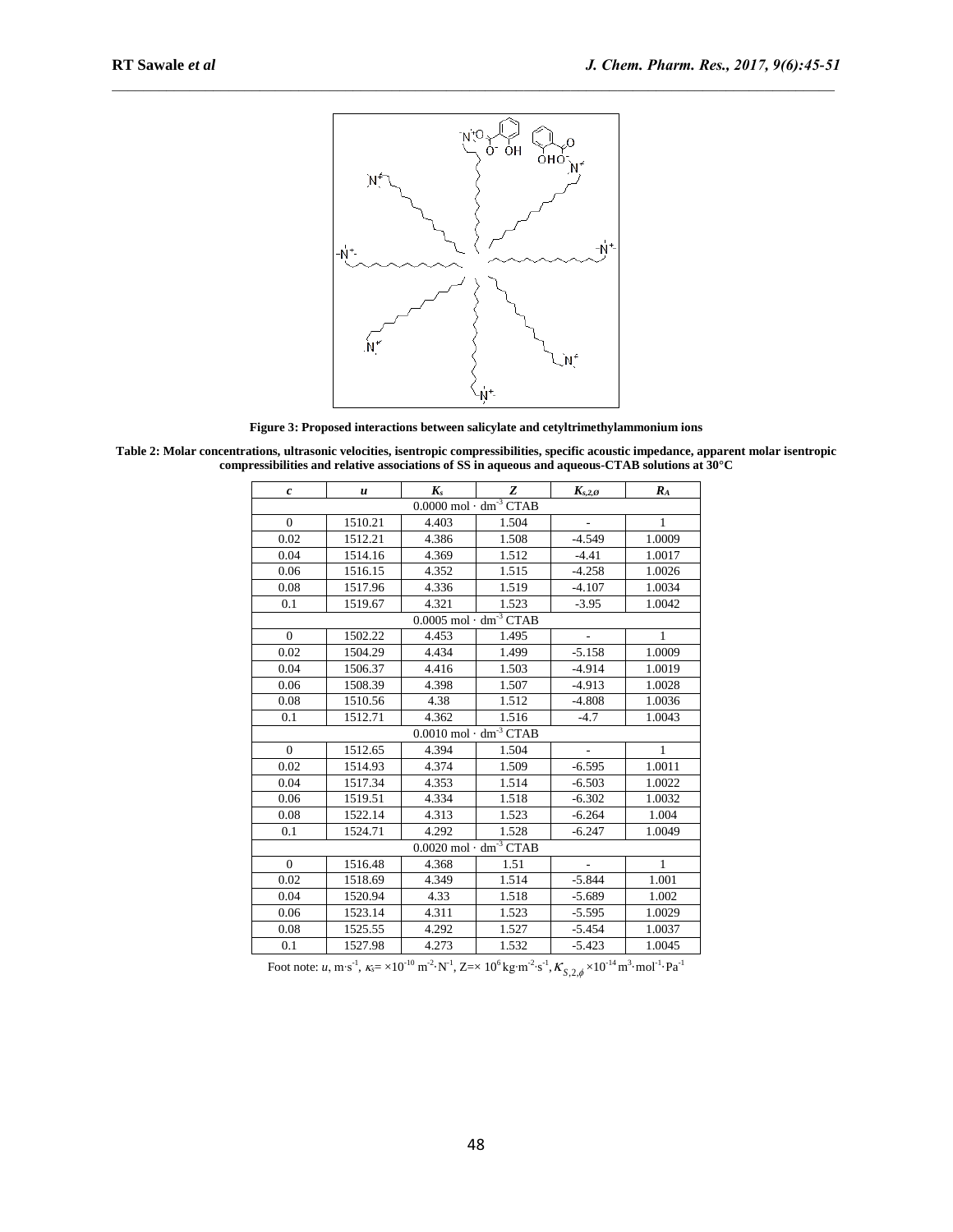**Figure 3: Proposed interactions between salicylate and cetyltrimethylammonium ions**

**Table 2: Molar concentrations, ultrasonic velocities, isentropic compressibilities, specific acoustic impedance, apparent molar isentropic compressibilities and relative associations of SS in aqueous and aqueous-CTAB solutions at 30°C**

| $c$ | $u$ | $K_s$ | $Z$ | $K_{s,2,\emptyset}$ | $R_A$ |
|---|---|---|---|---|---|
| $0.0000\ mol \cdot dm^{-3}$ CTAB | | | | | |
| 0 | 1510.21 | 4.403 | 1.504 | - | 1 |
| 0.02 | 1512.21 | 4.386 | 1.508 | -4.549 | 1.0009 |
| 0.04 | 1514.16 | 4.369 | 1.512 | -4.41 | 1.0017 |
| 0.06 | 1516.15 | 4.352 | 1.515 | -4.258 | 1.0026 |
| 0.08 | 1517.96 | 4.336 | 1.519 | -4.107 | 1.0034 |
| 0.1 | 1519.67 | 4.321 | 1.523 | -3.95 | 1.0042 |
| $0.0005\ mol \cdot dm^{-3}$ CTAB | | | | | |
| 0 | 1502.22 | 4.453 | 1.495 | - | 1 |
| 0.02 | 1504.29 | 4.434 | 1.499 | -5.158 | 1.0009 |
| 0.04 | 1506.37 | 4.416 | 1.503 | -4.914 | 1.0019 |
| 0.06 | 1508.39 | 4.398 | 1.507 | -4.913 | 1.0028 |
| 0.08 | 1510.56 | 4.38 | 1.512 | -4.808 | 1.0036 |
| 0.1 | 1512.71 | 4.362 | 1.516 | -4.7 | 1.0043 |
| $0.0010\ mol \cdot dm^{-3}$ CTAB | | | | | |
| 0 | 1512.65 | 4.394 | 1.504 | - | 1 |
| 0.02 | 1514.93 | 4.374 | 1.509 | -6.595 | 1.0011 |
| 0.04 | 1517.34 | 4.353 | 1.514 | -6.503 | 1.0022 |
| 0.06 | 1519.51 | 4.334 | 1.518 | -6.302 | 1.0032 |
| 0.08 | 1522.14 | 4.313 | 1.523 | -6.264 | 1.004 |
| 0.1 | 1524.71 | 4.292 | 1.528 | -6.247 | 1.0049 |
| $0.0020\ mol \cdot dm^{-3}$ CTAB | | | | | |
| 0 | 1516.48 | 4.368 | 1.51 | - | 1 |
| 0.02 | 1518.69 | 4.349 | 1.514 | -5.844 | 1.001 |
| 0.04 | 1520.94 | 4.33 | 1.518 | -5.689 | 1.002 |
| 0.06 | 1523.14 | 4.311 | 1.523 | -5.595 | 1.0029 |
| 0.08 | 1525.55 | 4.292 | 1.527 | -5.454 | 1.0037 |
| 0.1 | 1527.98 | 4.273 | 1.532 | -5.423 | 1.0045 |

Foot note: $u$, $m \cdot s^{-1}$, $\kappa_s = \times 10^{-10}\ m^{-2} \cdot N^{-1}$, $Z = \times\ 10^{6}\ kg \cdot m^{-2} \cdot s^{-1}$, $K_{S,2,\phi} \times 10^{-14}\ m^{3} \cdot mol^{-1} \cdot Pa^{-1}$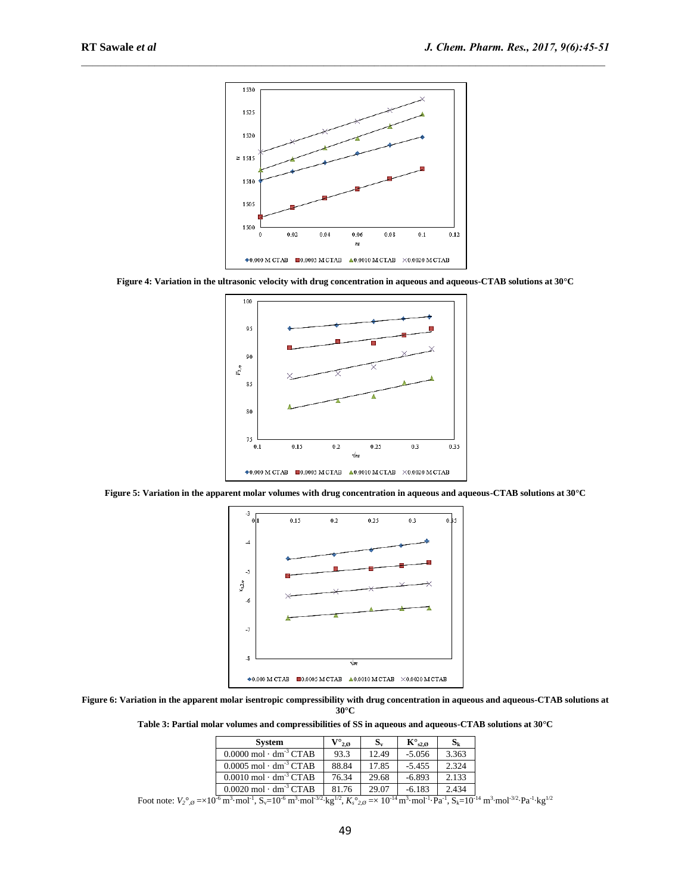Figure 4: Variation in the ultrasonic velocity with drug concentration in aqueous and aqueous-CTAB solutions at 30°C

Figure 5: Variation in the apparent molar volumes with drug concentration in aqueous and aqueous-CTAB solutions at 30°C

Figure 6: Variation in the apparent molar isentropic compressibility with drug concentration in aqueous and aqueous-CTAB solutions at 30°C

**Table 3: Partial molar volumes and compressibilities of SS in aqueous and aqueous-CTAB solutions at 30°C**

| System | $V^{\circ}_{2,\varnothing}$ | $S_v$ | $K^{\circ}_{s2,\varnothing}$ | $S_k$ |
|---|---|---|---|---|
| 0.0000 mol · $dm^{-3}$ CTAB | 93.3 | 12.49 | -5.056 | 3.363 |
| 0.0005 mol · $dm^{-3}$ CTAB | 88.84 | 17.85 | -5.455 | 2.324 |
| 0.0010 mol · $dm^{-3}$ CTAB | 76.34 | 29.68 | -6.893 | 2.133 |
| 0.0020 mol · $dm^{-3}$ CTAB | 81.76 | 29.07 | -6.183 | 2.434 |

Foot note: $V_2{}^{\circ}{}_{,\varnothing} = \times 10^{-6}\ m^3 \cdot mol^{-1}$, $S_v = 10^{-6}\ m^3 \cdot mol^{-3/2} \cdot kg^{1/2}$, $K_s{}^{\circ}{}_{2,\varnothing} = \times\ 10^{-14}\ m^3 \cdot mol^{-1} \cdot Pa^{-1}$, $S_k = 10^{-14}\ m^3 \cdot mol^{-3/2} \cdot Pa^{-1} \cdot kg^{1/2}$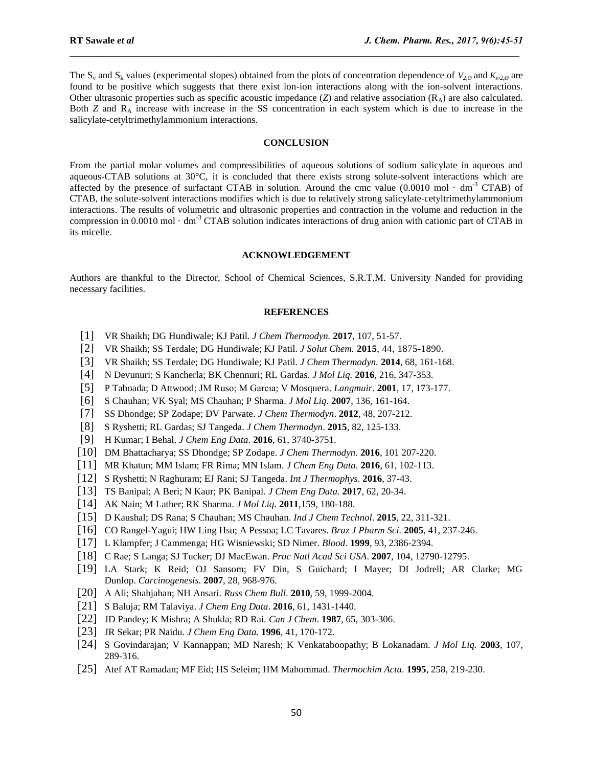The $S_v$ and $S_k$ values (experimental slopes) obtained from the plots of concentration dependence of $V_{2,\varnothing}$ and $K_{s,2,\varnothing}$ are found to be positive which suggests that there exist ion-ion interactions along with the ion-solvent interactions. Other ultrasonic properties such as specific acoustic impedance ($Z$) and relative association ($R_A$) are also calculated. Both $Z$ and $R_A$ increase with increase in the SS concentration in each system which is due to increase in the salicylate-cetyltrimethylammonium interactions.

## CONCLUSION

From the partial molar volumes and compressibilities of aqueous solutions of sodium salicylate in aqueous and aqueous-CTAB solutions at 30°C, it is concluded that there exists strong solute-solvent interactions which are affected by the presence of surfactant CTAB in solution. Around the cmc value (0.0010 mol · $dm^{-3}$ CTAB) of CTAB, the solute-solvent interactions modifies which is due to relatively strong salicylate-cetyltrimethylammonium interactions. The results of volumetric and ultrasonic properties and contraction in the volume and reduction in the compression in 0.0010 mol · $dm^{-3}$ CTAB solution indicates interactions of drug anion with cationic part of CTAB in its micelle.

## ACKNOWLEDGEMENT

Authors are thankful to the Director, School of Chemical Sciences, S.R.T.M. University Nanded for providing necessary facilities.

## REFERENCES

[1] VR Shaikh; DG Hundiwale; KJ Patil. *J Chem Thermodyn.* **2017**, 107, 51-57.

[2] VR Shaikh; SS Terdale; DG Hundiwale; KJ Patil. *J Solut Chem.* **2015**, 44, 1875-1890.

[3] VR Shaikh; SS Terdale; DG Hundiwale; KJ Patil. *J Chem Thermodyn.* **2014**, 68, 161-168.

[4] N Devunuri; S Kancherla; BK Chennuri; RL Gardas. *J Mol Liq.* **2016**, 216, 347-353.

[5] P Taboada; D Attwood; JM Ruso; M Garcıa; V Mosquera. *Langmuir.* **2001**, 17, 173-177.

[6] S Chauhan; VK Syal; MS Chauhan; P Sharma. *J Mol Liq*. **2007**, 136, 161-164.

[7] SS Dhondge; SP Zodape; DV Parwate. *J Chem Thermodyn*. **2012**, 48, 207-212.

[8] S Ryshetti; RL Gardas; SJ Tangeda. *J Chem Thermodyn*. **2015**, 82, 125-133.

[9] H Kumar; I Behal. *J Chem Eng Data*. **2016**, 61, 3740-3751.

[10] DM Bhattacharya; SS Dhondge; SP Zodape. *J Chem Thermodyn.* **2016**, 101 207-220.

[11] MR Khatun; MM Islam; FR Rima; MN Islam. *J Chem Eng Data*. **2016**, 61, 102-113.

[12] S Ryshetti; N Raghuram; EJ Rani; SJ Tangeda. *Int J Thermophys.* **2016**, 37-43.

[13] TS Banipal; A Beri; N Kaur; PK Banipal. *J Chem Eng Data.* **2017**, 62, 20-34.

[14] AK Nain; M Lather; RK Sharma. *J Mol Liq*. **2011**,159, 180-188.

[15] D Kaushal; DS Rana; S Chauhan; MS Chauhan. *Ind J Chem Technol*. **2015**, 22, 311-321.

[16] CO Rangel-Yagui; HW Ling Hsu; A Pessoa; LC Tavares. *Braz J Pharm Sci.* **2005**, 41, 237-246.

[17] L Klampfer; J Cammenga; HG Wisniewski; SD Nimer. *Blood.* **1999**, 93, 2386-2394.

[18] C Rae; S Langa; SJ Tucker; DJ MacEwan. *Proc Natl Acad Sci USA*. **2007**, 104, 12790-12795.

[19] LA Stark; K Reid; OJ Sansom; FV Din, S Guichard; I Mayer; DI Jodrell; AR Clarke; MG Dunlop. *Carcinogenesis.* **2007**, 28, 968-976.

[20] A Ali; Shahjahan; NH Ansari. *Russ Chem Bull*. **2010**, 59, 1999-2004.

[21] S Baluja; RM Talaviya. *J Chem Eng Data*. **2016**, 61, 1431-1440.

[22] JD Pandey; K Mishra; A Shukla; RD Rai. *Can J Chem*. **1987**, 65, 303-306.

[23] JR Sekar; PR Naidu. *J Chem Eng Data.* **1996**, 41, 170-172.

[24] S Govindarajan; V Kannappan; MD Naresh; K Venkataboopathy; B Lokanadam. *J Mol Liq.* **2003**, 107, 289-316.

[25] Atef AT Ramadan; MF Eid; HS Seleim; HM Mahommad. *Thermochim Acta.* **1995**, 258, 219-230.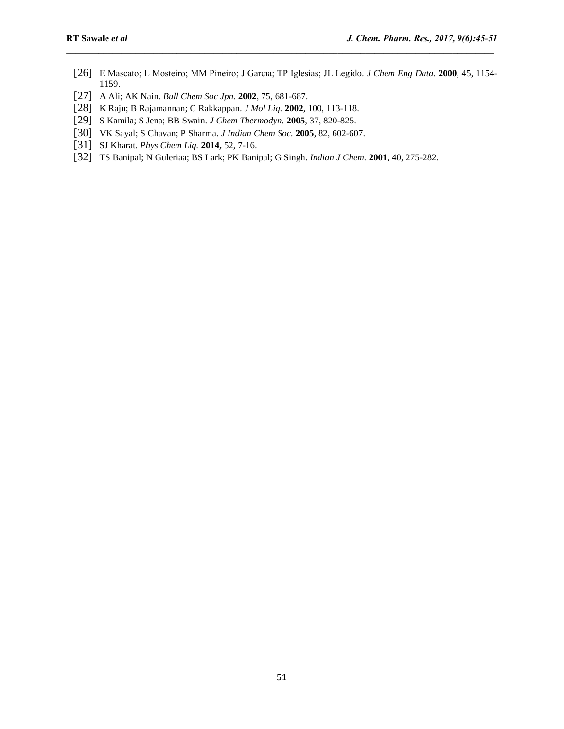[26] E Mascato; L Mosteiro; MM Pineiro; J Garcıa; TP Iglesias; JL Legido. *J Chem Eng Data*. **2000**, 45, 1154-1159.

[27] A Ali; AK Nain. *Bull Chem Soc Jpn*. **2002**, 75, 681-687.

[28] K Raju; B Rajamannan; C Rakkappan. *J Mol Liq.* **2002**, 100, 113-118.

[29] S Kamila; S Jena; BB Swain. *J Chem Thermodyn.* **2005**, 37, 820-825.

[30] VK Sayal; S Chavan; P Sharma. *J Indian Chem Soc.* **2005**, 82, 602-607.

[31] SJ Kharat. *Phys Chem Liq.* **2014,** 52, 7-16.

[32] TS Banipal; N Guleriaa; BS Lark; PK Banipal; G Singh. *Indian J Chem.* **2001**, 40, 275-282.